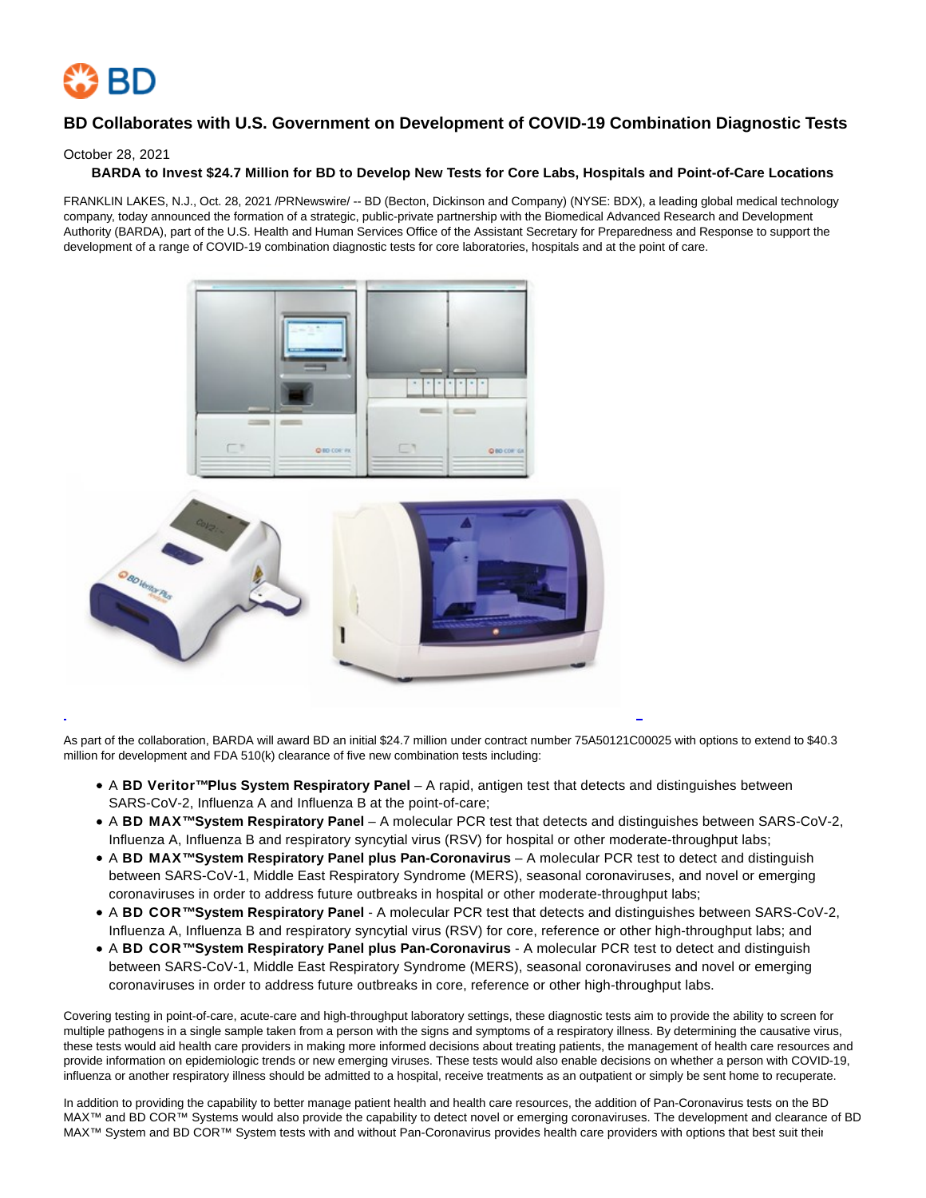# BD Collaborates with U.S. Government on Development of COVID-19 Combination Diagnostic Tests

October 28, 2021

**BARDA to Invest $24.7 Million for BD to Develop New Tests for Core Labs, Hospitals and Point-of-Care Locations**

FRANKLIN LAKES, N.J., Oct. 28, 2021 /PRNewswire/ -- BD (Becton, Dickinson and Company) (NYSE: BDX), a leading global medical technology company, today announced the formation of a strategic, public-private partnership with the Biomedical Advanced Research and Development Authority (BARDA), part of the U.S. Health and Human Services Office of the Assistant Secretary for Preparedness and Response to support the development of a range of COVID-19 combination diagnostic tests for core laboratories, hospitals and at the point of care.

As part of the collaboration, BARDA will award BD an initial $24.7 million under contract number 75A50121C00025 with options to extend to $40.3 million for development and FDA 510(k) clearance of five new combination tests including:

- A **BD Veritor™Plus System Respiratory Panel** – A rapid, antigen test that detects and distinguishes between SARS-CoV-2, Influenza A and Influenza B at the point-of-care;
- A **BD MAX™System Respiratory Panel** – A molecular PCR test that detects and distinguishes between SARS-CoV-2, Influenza A, Influenza B and respiratory syncytial virus (RSV) for hospital or other moderate-throughput labs;
- A **BD MAX™System Respiratory Panel plus Pan-Coronavirus** – A molecular PCR test to detect and distinguish between SARS-CoV-1, Middle East Respiratory Syndrome (MERS), seasonal coronaviruses, and novel or emerging coronaviruses in order to address future outbreaks in hospital or other moderate-throughput labs;
- A **BD COR™System Respiratory Panel** - A molecular PCR test that detects and distinguishes between SARS-CoV-2, Influenza A, Influenza B and respiratory syncytial virus (RSV) for core, reference or other high-throughput labs; and
- A **BD COR™System Respiratory Panel plus Pan-Coronavirus** - A molecular PCR test to detect and distinguish between SARS-CoV-1, Middle East Respiratory Syndrome (MERS), seasonal coronaviruses and novel or emerging coronaviruses in order to address future outbreaks in core, reference or other high-throughput labs.

Covering testing in point-of-care, acute-care and high-throughput laboratory settings, these diagnostic tests aim to provide the ability to screen for multiple pathogens in a single sample taken from a person with the signs and symptoms of a respiratory illness. By determining the causative virus, these tests would aid health care providers in making more informed decisions about treating patients, the management of health care resources and provide information on epidemiologic trends or new emerging viruses. These tests would also enable decisions on whether a person with COVID-19, influenza or another respiratory illness should be admitted to a hospital, receive treatments as an outpatient or simply be sent home to recuperate.

In addition to providing the capability to better manage patient health and health care resources, the addition of Pan-Coronavirus tests on the BD MAX™ and BD COR™ Systems would also provide the capability to detect novel or emerging coronaviruses. The development and clearance of BD MAX™ System and BD COR™ System tests with and without Pan-Coronavirus provides health care providers with options that best suit their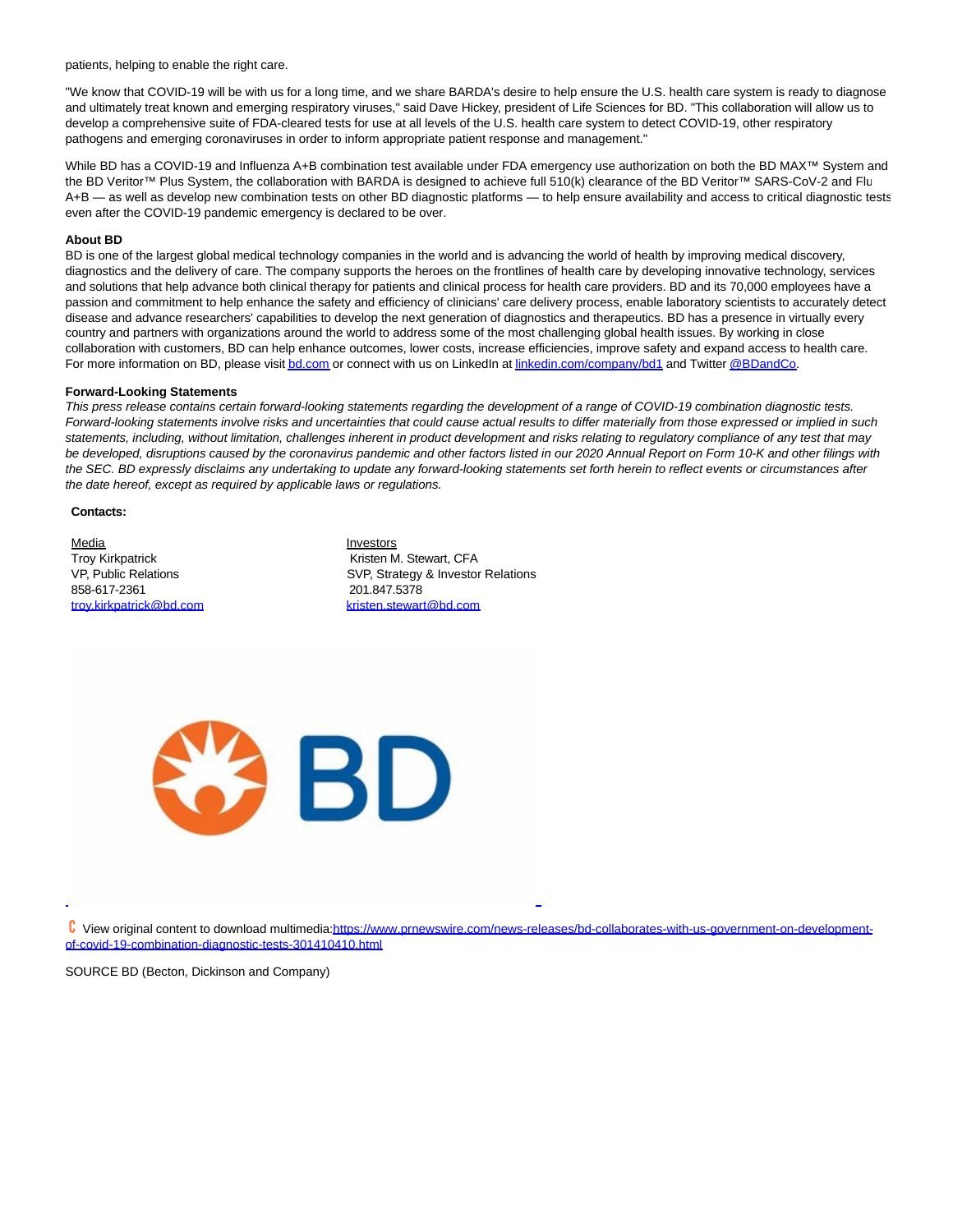patients, helping to enable the right care.

"We know that COVID-19 will be with us for a long time, and we share BARDA's desire to help ensure the U.S. health care system is ready to diagnose and ultimately treat known and emerging respiratory viruses," said Dave Hickey, president of Life Sciences for BD. "This collaboration will allow us to develop a comprehensive suite of FDA-cleared tests for use at all levels of the U.S. health care system to detect COVID-19, other respiratory pathogens and emerging coronaviruses in order to inform appropriate patient response and management."

While BD has a COVID-19 and Influenza A+B combination test available under FDA emergency use authorization on both the BD MAX™ System and the BD Veritor™ Plus System, the collaboration with BARDA is designed to achieve full 510(k) clearance of the BD Veritor™ SARS-CoV-2 and Flu A+B — as well as develop new combination tests on other BD diagnostic platforms — to help ensure availability and access to critical diagnostic tests even after the COVID-19 pandemic emergency is declared to be over.

**About BD**
BD is one of the largest global medical technology companies in the world and is advancing the world of health by improving medical discovery, diagnostics and the delivery of care. The company supports the heroes on the frontlines of health care by developing innovative technology, services and solutions that help advance both clinical therapy for patients and clinical process for health care providers. BD and its 70,000 employees have a passion and commitment to help enhance the safety and efficiency of clinicians' care delivery process, enable laboratory scientists to accurately detect disease and advance researchers' capabilities to develop the next generation of diagnostics and therapeutics. BD has a presence in virtually every country and partners with organizations around the world to address some of the most challenging global health issues. By working in close collaboration with customers, BD can help enhance outcomes, lower costs, increase efficiencies, improve safety and expand access to health care. For more information on BD, please visit bd.com or connect with us on LinkedIn at linkedin.com/company/bd1 and Twitter @BDandCo.

**Forward-Looking Statements**
*This press release contains certain forward-looking statements regarding the development of a range of COVID-19 combination diagnostic tests. Forward-looking statements involve risks and uncertainties that could cause actual results to differ materially from those expressed or implied in such statements, including, without limitation, challenges inherent in product development and risks relating to regulatory compliance of any test that may be developed, disruptions caused by the coronavirus pandemic and other factors listed in our 2020 Annual Report on Form 10-K and other filings with the SEC. BD expressly disclaims any undertaking to update any forward-looking statements set forth herein to reflect events or circumstances after the date hereof, except as required by applicable laws or regulations.*

**Contacts:**

| Media | Investors |
|---|---|
| Troy Kirkpatrick | Kristen M. Stewart, CFA |
| VP, Public Relations | SVP, Strategy & Investor Relations |
| 858-617-2361 | 201.847.5378 |
| troy.kirkpatrick@bd.com | kristen.stewart@bd.com |

View original content to download multimedia:https://www.prnewswire.com/news-releases/bd-collaborates-with-us-government-on-development-of-covid-19-combination-diagnostic-tests-301410410.html

SOURCE BD (Becton, Dickinson and Company)